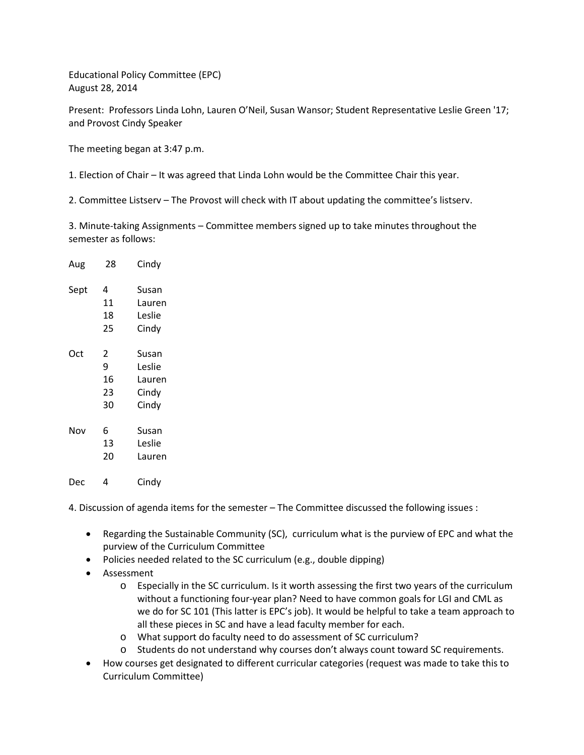Educational Policy Committee (EPC)
August 28, 2014

Present: Professors Linda Lohn, Lauren O'Neil, Susan Wansor; Student Representative Leslie Green '17; and Provost Cindy Speaker

The meeting began at 3:47 p.m.

1. Election of Chair – It was agreed that Linda Lohn would be the Committee Chair this year.

2. Committee Listserv – The Provost will check with IT about updating the committee's listserv.

3. Minute-taking Assignments – Committee members signed up to take minutes throughout the semester as follows:

| | | |
|---|---|---|
| Aug | 28 | Cindy |
| Sept | 4 | Susan |
| | 11 | Lauren |
| | 18 | Leslie |
| | 25 | Cindy |
| Oct | 2 | Susan |
| | 9 | Leslie |
| | 16 | Lauren |
| | 23 | Cindy |
| | 30 | Cindy |
| Nov | 6 | Susan |
| | 13 | Leslie |
| | 20 | Lauren |
| Dec | 4 | Cindy |

4. Discussion of agenda items for the semester – The Committee discussed the following issues :

- Regarding the Sustainable Community (SC), curriculum what is the purview of EPC and what the purview of the Curriculum Committee
- Policies needed related to the SC curriculum (e.g., double dipping)
- Assessment
  - Especially in the SC curriculum. Is it worth assessing the first two years of the curriculum without a functioning four-year plan? Need to have common goals for LGI and CML as we do for SC 101 (This latter is EPC's job). It would be helpful to take a team approach to all these pieces in SC and have a lead faculty member for each.
  - What support do faculty need to do assessment of SC curriculum?
  - Students do not understand why courses don't always count toward SC requirements.
- How courses get designated to different curricular categories (request was made to take this to Curriculum Committee)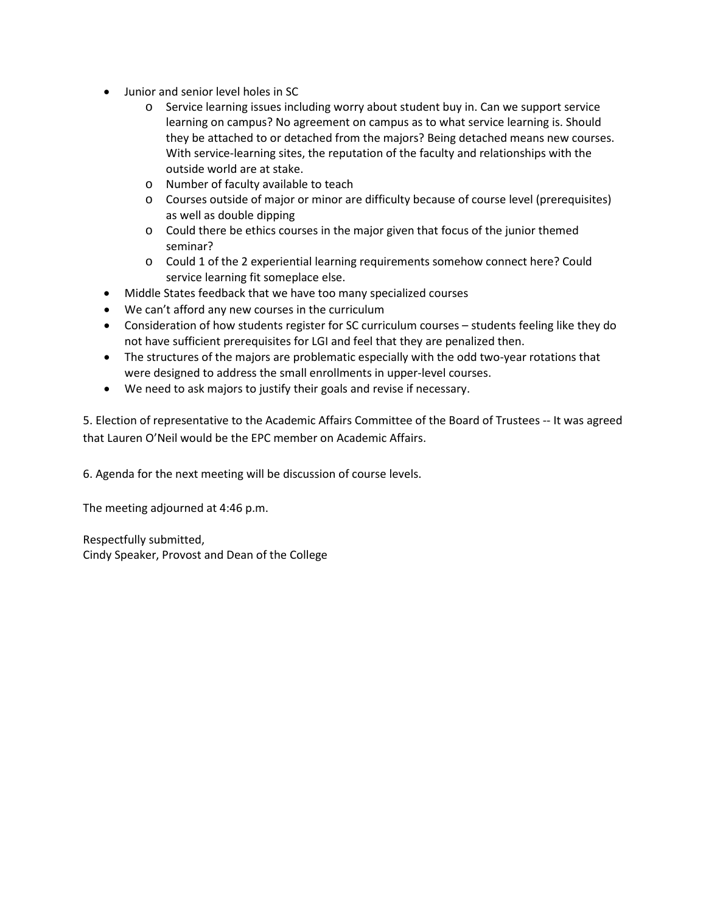- Junior and senior level holes in SC
  - Service learning issues including worry about student buy in. Can we support service learning on campus? No agreement on campus as to what service learning is. Should they be attached to or detached from the majors? Being detached means new courses. With service-learning sites, the reputation of the faculty and relationships with the outside world are at stake.
  - Number of faculty available to teach
  - Courses outside of major or minor are difficulty because of course level (prerequisites) as well as double dipping
  - Could there be ethics courses in the major given that focus of the junior themed seminar?
  - Could 1 of the 2 experiential learning requirements somehow connect here? Could service learning fit someplace else.
- Middle States feedback that we have too many specialized courses
- We can't afford any new courses in the curriculum
- Consideration of how students register for SC curriculum courses – students feeling like they do not have sufficient prerequisites for LGI and feel that they are penalized then.
- The structures of the majors are problematic especially with the odd two-year rotations that were designed to address the small enrollments in upper-level courses.
- We need to ask majors to justify their goals and revise if necessary.

5. Election of representative to the Academic Affairs Committee of the Board of Trustees -- It was agreed that Lauren O'Neil would be the EPC member on Academic Affairs.

6. Agenda for the next meeting will be discussion of course levels.

The meeting adjourned at 4:46 p.m.

Respectfully submitted,
Cindy Speaker, Provost and Dean of the College